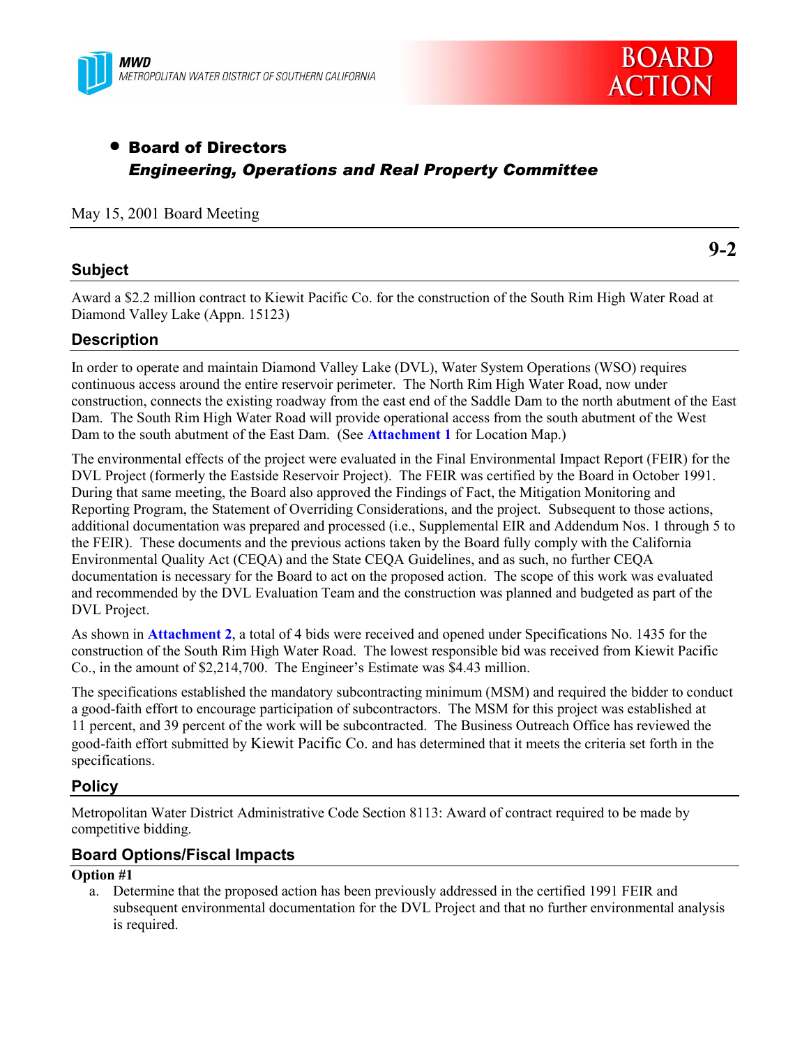MWD
METROPOLITAN WATER DISTRICT OF SOUTHERN CALIFORNIA

BOARD ACTION

- **Board of Directors**
  ***Engineering, Operations and Real Property Committee***

May 15, 2001 Board Meeting

**9-2**

## Subject

Award a $2.2 million contract to Kiewit Pacific Co. for the construction of the South Rim High Water Road at Diamond Valley Lake (Appn. 15123)

## Description

In order to operate and maintain Diamond Valley Lake (DVL), Water System Operations (WSO) requires continuous access around the entire reservoir perimeter. The North Rim High Water Road, now under construction, connects the existing roadway from the east end of the Saddle Dam to the north abutment of the East Dam. The South Rim High Water Road will provide operational access from the south abutment of the West Dam to the south abutment of the East Dam. (See **Attachment 1** for Location Map.)

The environmental effects of the project were evaluated in the Final Environmental Impact Report (FEIR) for the DVL Project (formerly the Eastside Reservoir Project). The FEIR was certified by the Board in October 1991. During that same meeting, the Board also approved the Findings of Fact, the Mitigation Monitoring and Reporting Program, the Statement of Overriding Considerations, and the project. Subsequent to those actions, additional documentation was prepared and processed (i.e., Supplemental EIR and Addendum Nos. 1 through 5 to the FEIR). These documents and the previous actions taken by the Board fully comply with the California Environmental Quality Act (CEQA) and the State CEQA Guidelines, and as such, no further CEQA documentation is necessary for the Board to act on the proposed action. The scope of this work was evaluated and recommended by the DVL Evaluation Team and the construction was planned and budgeted as part of the DVL Project.

As shown in **Attachment 2**, a total of 4 bids were received and opened under Specifications No. 1435 for the construction of the South Rim High Water Road. The lowest responsible bid was received from Kiewit Pacific Co., in the amount of $2,214,700. The Engineer's Estimate was $4.43 million.

The specifications established the mandatory subcontracting minimum (MSM) and required the bidder to conduct a good-faith effort to encourage participation of subcontractors. The MSM for this project was established at 11 percent, and 39 percent of the work will be subcontracted. The Business Outreach Office has reviewed the good-faith effort submitted by Kiewit Pacific Co. and has determined that it meets the criteria set forth in the specifications.

## Policy

Metropolitan Water District Administrative Code Section 8113: Award of contract required to be made by competitive bidding.

## Board Options/Fiscal Impacts

**Option #1**

a. Determine that the proposed action has been previously addressed in the certified 1991 FEIR and subsequent environmental documentation for the DVL Project and that no further environmental analysis is required.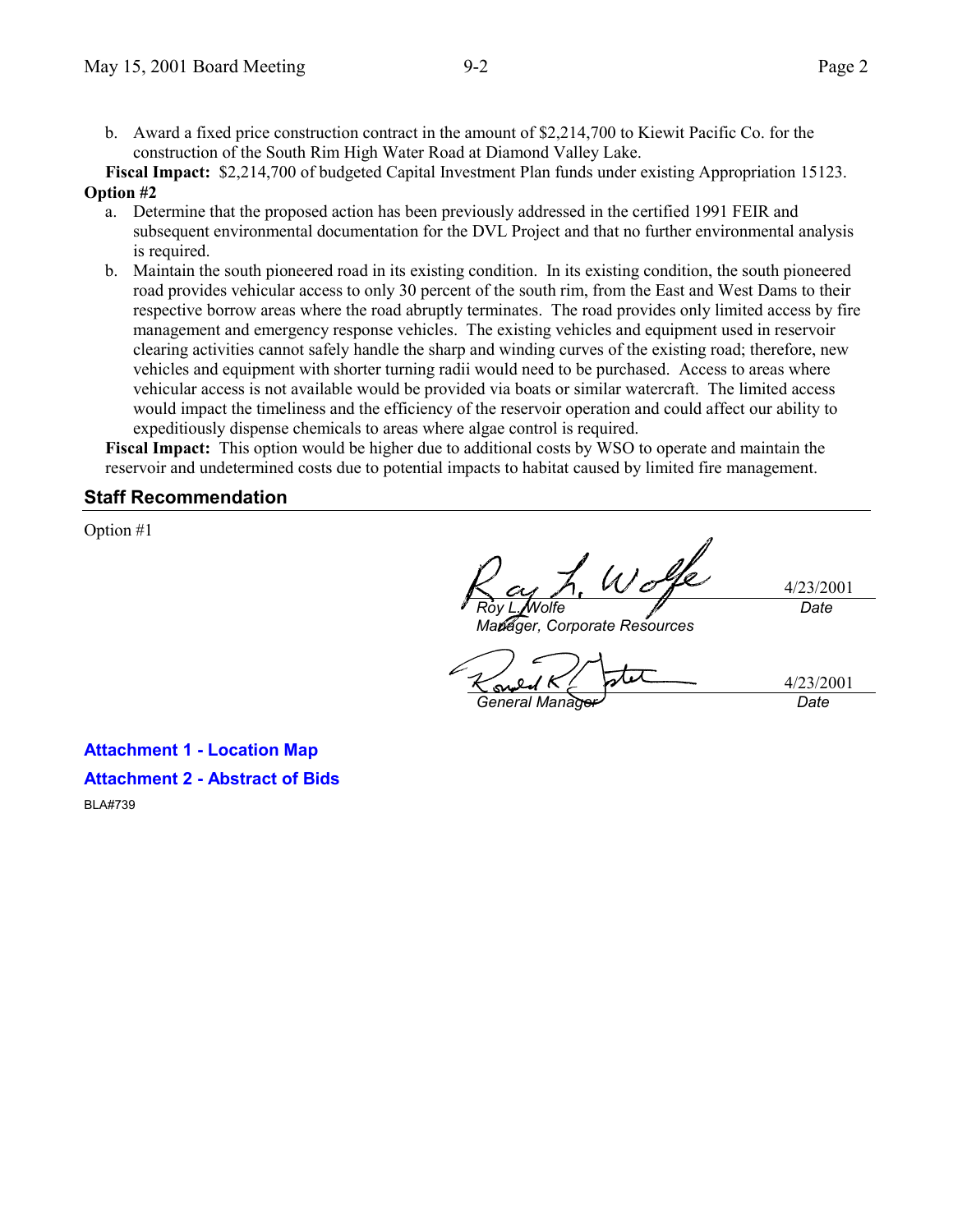b. Award a fixed price construction contract in the amount of $2,214,700 to Kiewit Pacific Co. for the construction of the South Rim High Water Road at Diamond Valley Lake.

**Fiscal Impact:** $2,214,700 of budgeted Capital Investment Plan funds under existing Appropriation 15123.

**Option #2**

a. Determine that the proposed action has been previously addressed in the certified 1991 FEIR and subsequent environmental documentation for the DVL Project and that no further environmental analysis is required.

b. Maintain the south pioneered road in its existing condition. In its existing condition, the south pioneered road provides vehicular access to only 30 percent of the south rim, from the East and West Dams to their respective borrow areas where the road abruptly terminates. The road provides only limited access by fire management and emergency response vehicles. The existing vehicles and equipment used in reservoir clearing activities cannot safely handle the sharp and winding curves of the existing road; therefore, new vehicles and equipment with shorter turning radii would need to be purchased. Access to areas where vehicular access is not available would be provided via boats or similar watercraft. The limited access would impact the timeliness and the efficiency of the reservoir operation and could affect our ability to expeditiously dispense chemicals to areas where algae control is required.

**Fiscal Impact:** This option would be higher due to additional costs by WSO to operate and maintain the reservoir and undetermined costs due to potential impacts to habitat caused by limited fire management.

## Staff Recommendation

Option #1

Roy L. Wolfe — 4/23/2001
*Manager, Corporate Resources* — *Date*

General Manager — 4/23/2001
*Date*

**Attachment 1 - Location Map**

**Attachment 2 - Abstract of Bids**

BLA#739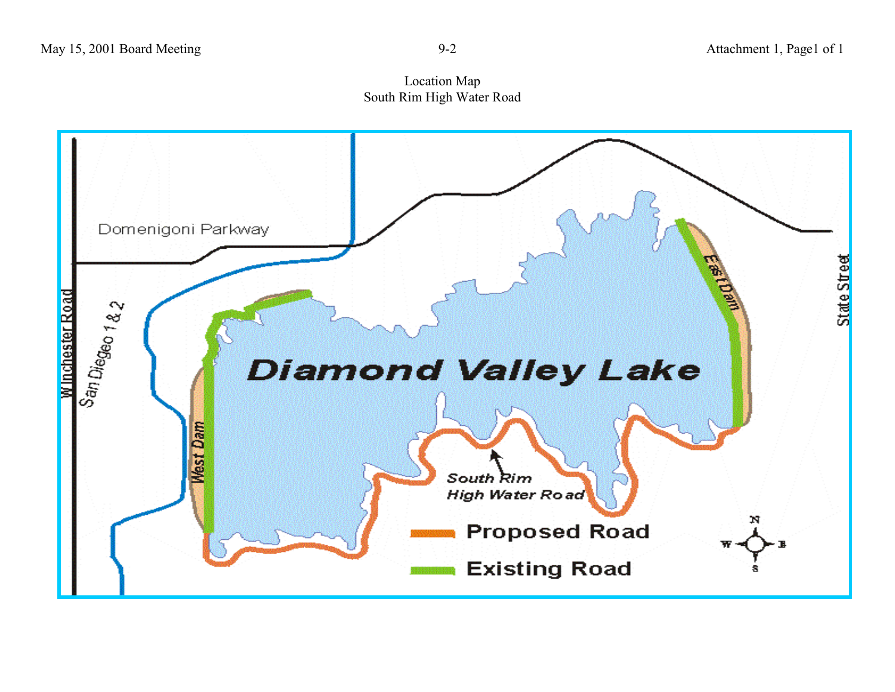Location Map
South Rim High Water Road

Domenigoni Parkway

Winchester Road

San Diego 1 & 2

West Dam

East Dam

State Street

Diamond Valley Lake

South Rim High Water Road

Proposed Road

Existing Road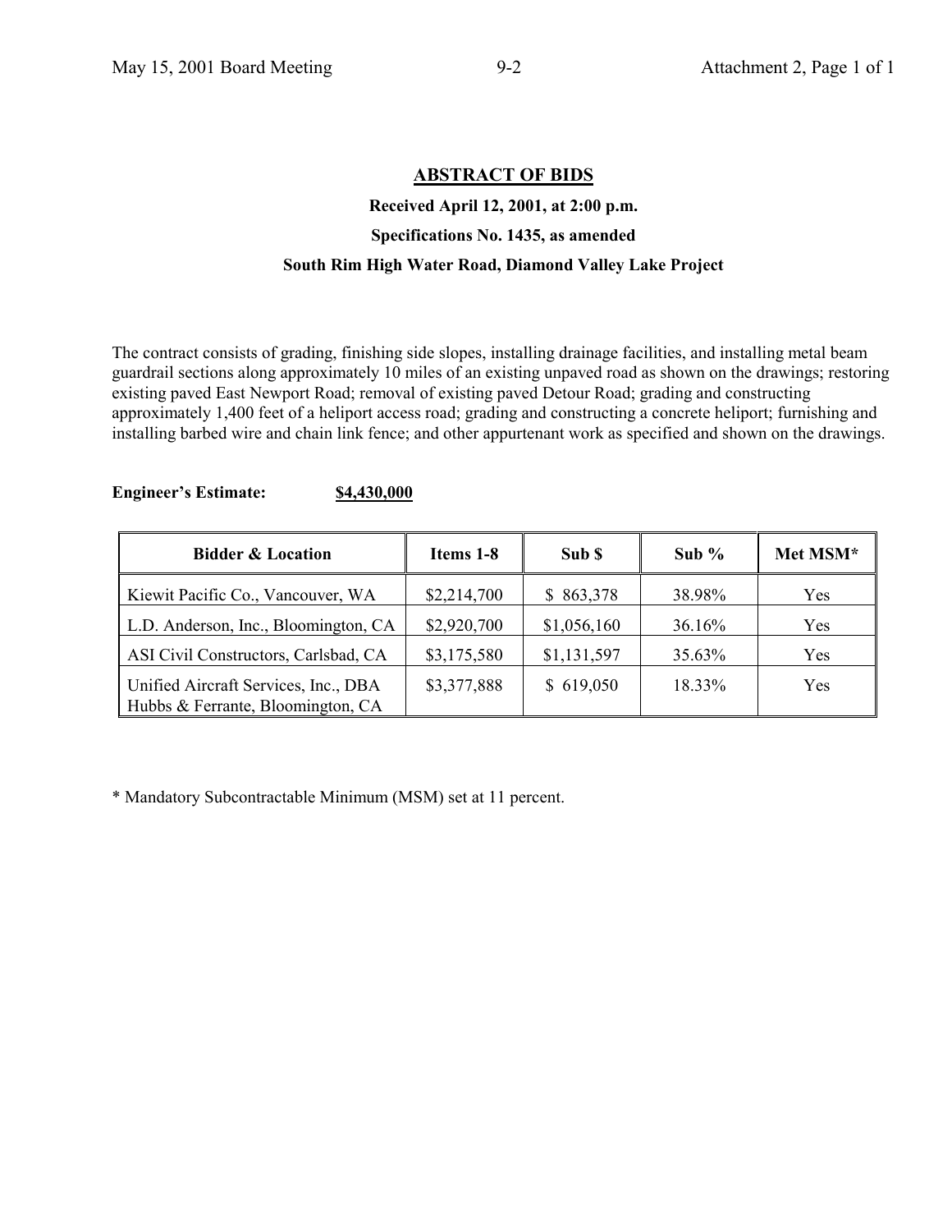## ABSTRACT OF BIDS

**Received April 12, 2001, at 2:00 p.m.**

**Specifications No. 1435, as amended**

**South Rim High Water Road, Diamond Valley Lake Project**

The contract consists of grading, finishing side slopes, installing drainage facilities, and installing metal beam guardrail sections along approximately 10 miles of an existing unpaved road as shown on the drawings; restoring existing paved East Newport Road; removal of existing paved Detour Road; grading and constructing approximately 1,400 feet of a heliport access road; grading and constructing a concrete heliport; furnishing and installing barbed wire and chain link fence; and other appurtenant work as specified and shown on the drawings.

**Engineer's Estimate:** **$4,430,000**

| Bidder & Location | Items 1-8 | Sub $ | Sub % | Met MSM* |
|---|---|---|---|---|
| Kiewit Pacific Co., Vancouver, WA | $2,214,700 | $ 863,378 | 38.98% | Yes |
| L.D. Anderson, Inc., Bloomington, CA | $2,920,700 | $1,056,160 | 36.16% | Yes |
| ASI Civil Constructors, Carlsbad, CA | $3,175,580 | $1,131,597 | 35.63% | Yes |
| Unified Aircraft Services, Inc., DBA Hubbs & Ferrante, Bloomington, CA | $3,377,888 | $ 619,050 | 18.33% | Yes |

* Mandatory Subcontractable Minimum (MSM) set at 11 percent.